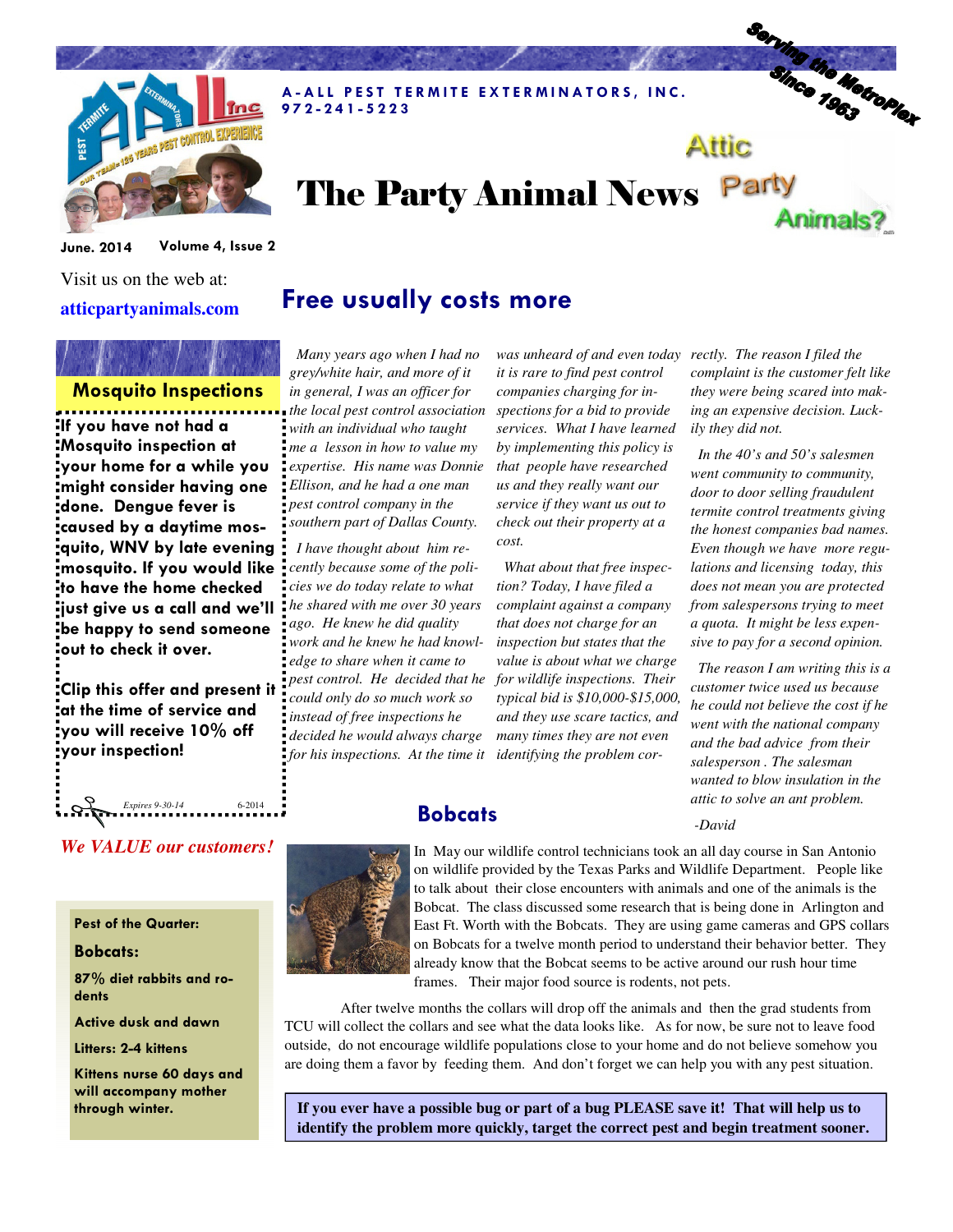A-ALL PEST TERMITE EXTERMINATORS, INC.
972-241-5223

Serving the MetroPlex Since 1963

# The Party Animal News

Attic Party Animals?

June. 2014 Volume 4, Issue 2

Visit us on the web at:

**atticpartyanimals.com**

## Mosquito Inspections

**If you have not had a Mosquito inspection at your home for a while you might consider having one done. Dengue fever is caused by a daytime mosquito, WNV by late evening mosquito. If you would like to have the home checked just give us a call and we'll be happy to send someone out to check it over.**

**Clip this offer and present it at the time of service and you will receive 10% off your inspection!**

*Expires 9-30-14* 6-2014

***We VALUE our customers!***

**Pest of the Quarter:**

**Bobcats:**

**87% diet rabbits and rodents**

**Active dusk and dawn**

**Litters: 2-4 kittens**

**Kittens nurse 60 days and will accompany mother through winter.**

## Free usually costs more

*Many years ago when I had no grey/white hair, and more of it in general, I was an officer for the local pest control association with an individual who taught me a lesson in how to value my expertise. His name was Donnie Ellison, and he had a one man pest control company in the southern part of Dallas County.*

*I have thought about him recently because some of the policies we do today relate to what he shared with me over 30 years ago. He knew he did quality work and he knew he had knowledge to share when it came to pest control. He decided that he could only do so much work so instead of free inspections he decided he would always charge for his inspections. At the time it was unheard of and even today it is rare to find pest control companies charging for inspections for a bid to provide services. What I have learned by implementing this policy is that people have researched us and they really want our service if they want us out to check out their property at a cost.*

*What about that free inspection? Today, I have filed a complaint against a company that does not charge for an inspection but states that the value is about what we charge for wildlife inspections. Their typical bid is $10,000-$15,000, and they use scare tactics, and many times they are not even identifying the problem correctly. The reason I filed the complaint is the customer felt like they were being scared into making an expensive decision. Luckily they did not.*

*In the 40's and 50's salesmen went community to community, door to door selling fraudulent termite control treatments giving the honest companies bad names. Even though we have more regulations and licensing today, this does not mean you are protected from salespersons trying to meet a quota. It might be less expensive to pay for a second opinion.*

*The reason I am writing this is a customer twice used us because he could not believe the cost if he went with the national company and the bad advice from their salesperson. The salesman wanted to blow insulation in the attic to solve an ant problem.*

*-David*

## Bobcats

In May our wildlife control technicians took an all day course in San Antonio on wildlife provided by the Texas Parks and Wildlife Department. People like to talk about their close encounters with animals and one of the animals is the Bobcat. The class discussed some research that is being done in Arlington and East Ft. Worth with the Bobcats. They are using game cameras and GPS collars on Bobcats for a twelve month period to understand their behavior better. They already know that the Bobcat seems to be active around our rush hour time frames. Their major food source is rodents, not pets.

After twelve months the collars will drop off the animals and then the grad students from TCU will collect the collars and see what the data looks like. As for now, be sure not to leave food outside, do not encourage wildlife populations close to your home and do not believe somehow you are doing them a favor by feeding them. And don't forget we can help you with any pest situation.

**If you ever have a possible bug or part of a bug PLEASE save it! That will help us to identify the problem more quickly, target the correct pest and begin treatment sooner.**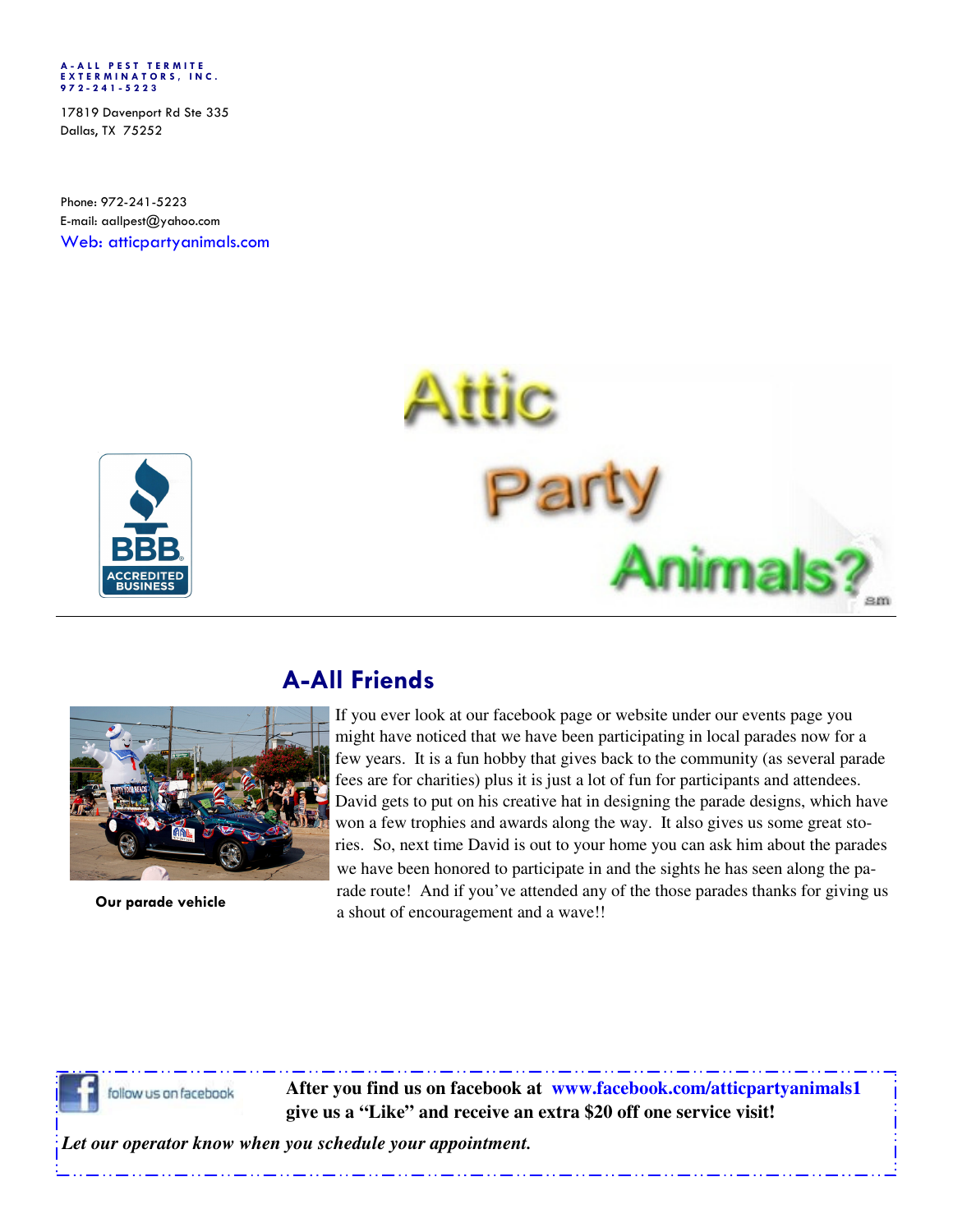A-ALL PEST TERMITE EXTERMINATORS, INC.
972-241-5223

17819 Davenport Rd Ste 335
Dallas, TX 75252

Phone: 972-241-5223
E-mail: aallpest@yahoo.com
Web: atticpartyanimals.com

Attic Party Animals?

## A-All Friends

If you ever look at our facebook page or website under our events page you might have noticed that we have been participating in local parades now for a few years. It is a fun hobby that gives back to the community (as several parade fees are for charities) plus it is just a lot of fun for participants and attendees. David gets to put on his creative hat in designing the parade designs, which have won a few trophies and awards along the way. It also gives us some great stories. So, next time David is out to your home you can ask him about the parades we have been honored to participate in and the sights he has seen along the parade route! And if you've attended any of the those parades thanks for giving us a shout of encouragement and a wave!!

**Our parade vehicle**

follow us on facebook

**After you find us on facebook at www.facebook.com/atticpartyanimals1 give us a "Like" and receive an extra $20 off one service visit!**

***Let our operator know when you schedule your appointment.***